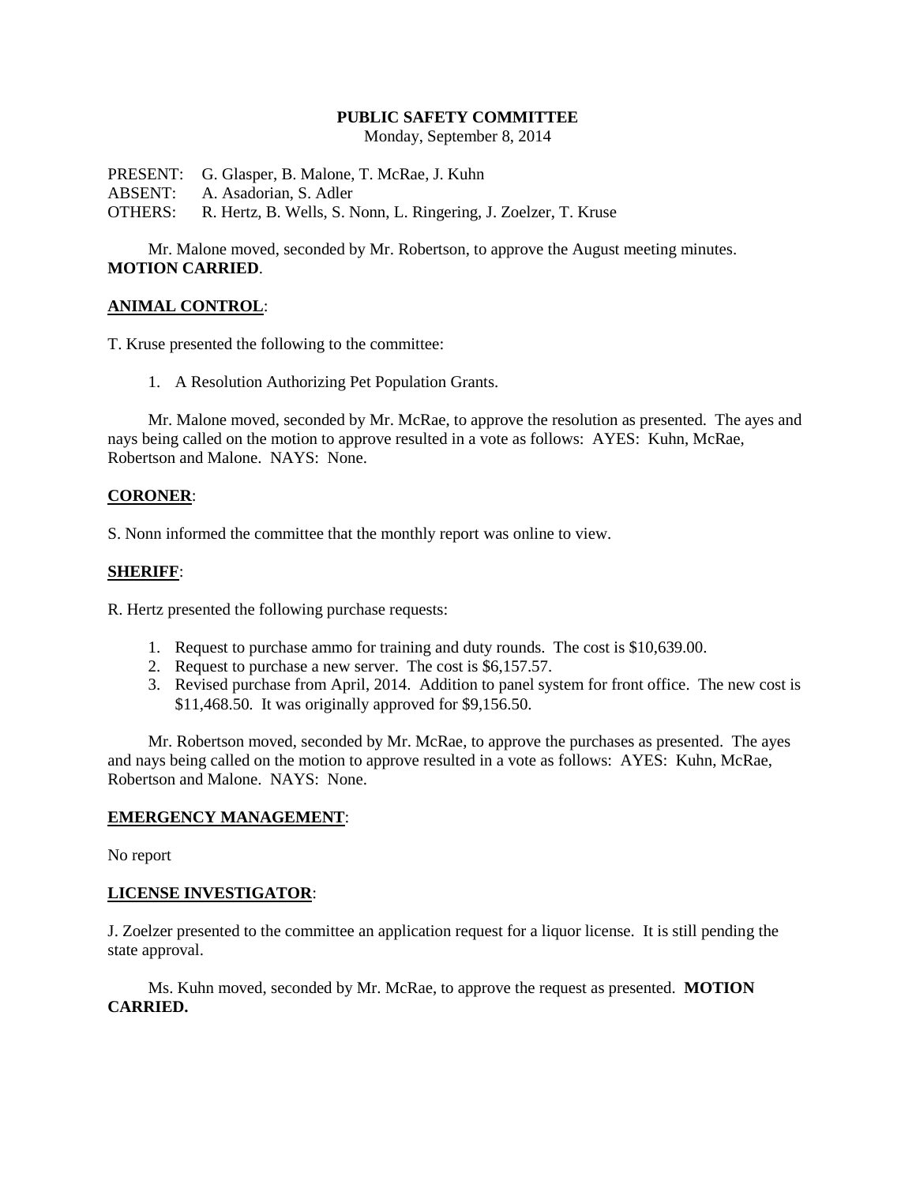# PUBLIC SAFETY COMMITTEE

Monday, September 8, 2014

PRESENT: G. Glasper, B. Malone, T. McRae, J. Kuhn
ABSENT: A. Asadorian, S. Adler
OTHERS: R. Hertz, B. Wells, S. Nonn, L. Ringering, J. Zoelzer, T. Kruse

Mr. Malone moved, seconded by Mr. Robertson, to approve the August meeting minutes. **MOTION CARRIED**.

## ANIMAL CONTROL:

T. Kruse presented the following to the committee:

1. A Resolution Authorizing Pet Population Grants.

Mr. Malone moved, seconded by Mr. McRae, to approve the resolution as presented. The ayes and nays being called on the motion to approve resulted in a vote as follows: AYES: Kuhn, McRae, Robertson and Malone. NAYS: None.

## CORONER:

S. Nonn informed the committee that the monthly report was online to view.

## SHERIFF:

R. Hertz presented the following purchase requests:

1. Request to purchase ammo for training and duty rounds. The cost is $10,639.00.
2. Request to purchase a new server. The cost is $6,157.57.
3. Revised purchase from April, 2014. Addition to panel system for front office. The new cost is $11,468.50. It was originally approved for $9,156.50.

Mr. Robertson moved, seconded by Mr. McRae, to approve the purchases as presented. The ayes and nays being called on the motion to approve resulted in a vote as follows: AYES: Kuhn, McRae, Robertson and Malone. NAYS: None.

## EMERGENCY MANAGEMENT:

No report

## LICENSE INVESTIGATOR:

J. Zoelzer presented to the committee an application request for a liquor license. It is still pending the state approval.

Ms. Kuhn moved, seconded by Mr. McRae, to approve the request as presented. **MOTION CARRIED.**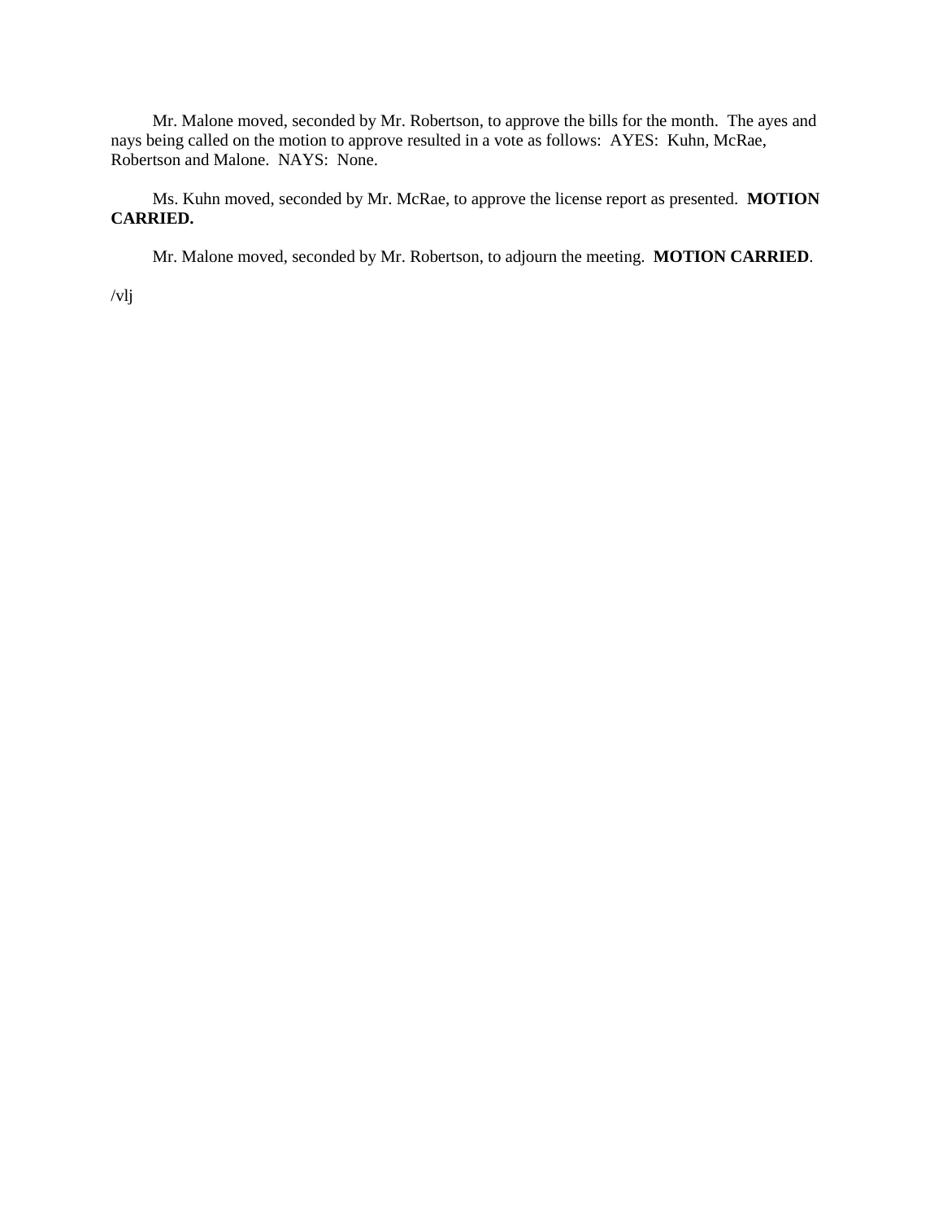Mr. Malone moved, seconded by Mr. Robertson, to approve the bills for the month. The ayes and nays being called on the motion to approve resulted in a vote as follows: AYES: Kuhn, McRae, Robertson and Malone. NAYS: None.

Ms. Kuhn moved, seconded by Mr. McRae, to approve the license report as presented. **MOTION CARRIED.**

Mr. Malone moved, seconded by Mr. Robertson, to adjourn the meeting. **MOTION CARRIED**.

/vlj